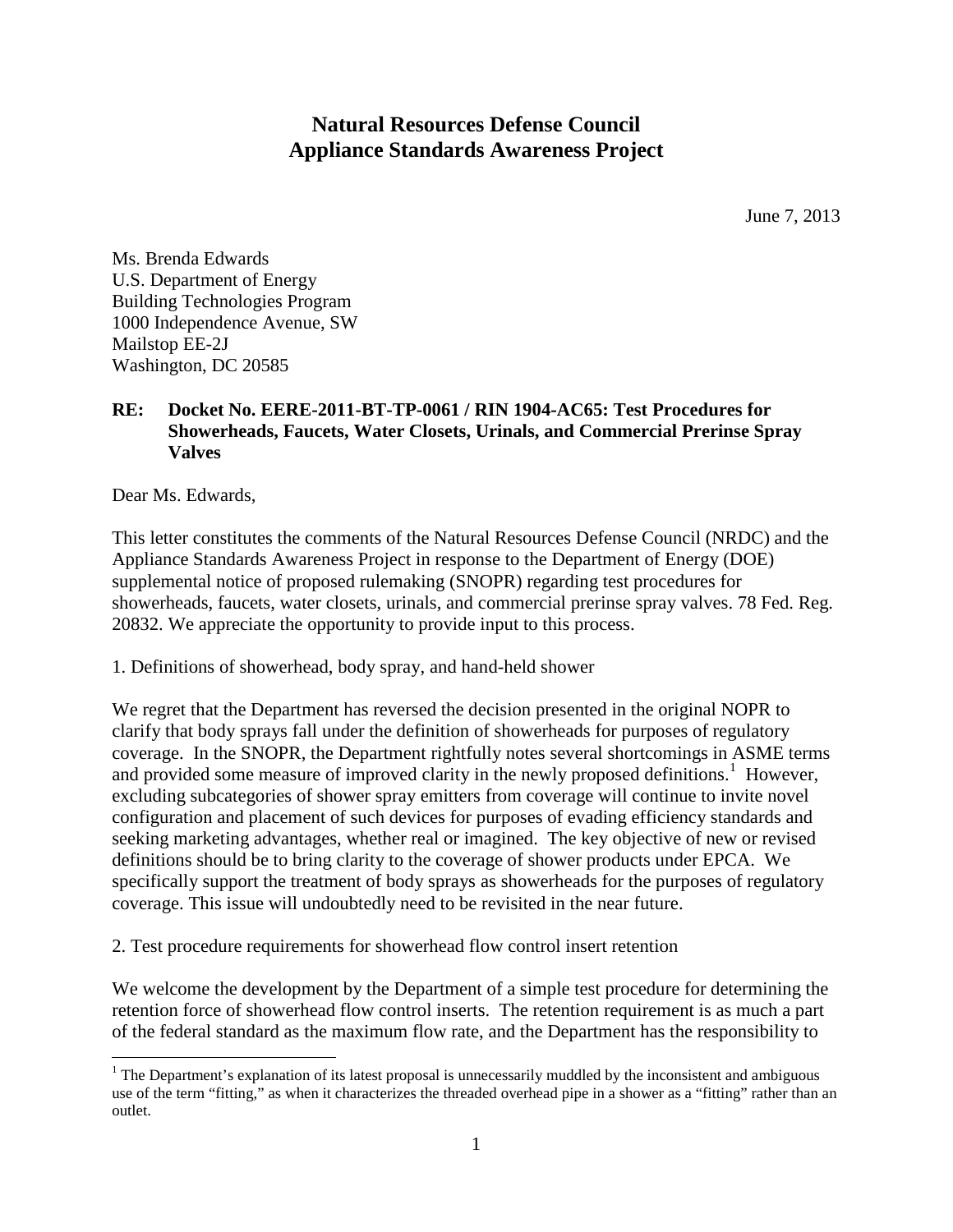# Natural Resources Defense Council
# Appliance Standards Awareness Project

June 7, 2013

Ms. Brenda Edwards
U.S. Department of Energy
Building Technologies Program
1000 Independence Avenue, SW
Mailstop EE-2J
Washington, DC 20585

**RE: Docket No. EERE-2011-BT-TP-0061 / RIN 1904-AC65: Test Procedures for Showerheads, Faucets, Water Closets, Urinals, and Commercial Prerinse Spray Valves**

Dear Ms. Edwards,

This letter constitutes the comments of the Natural Resources Defense Council (NRDC) and the Appliance Standards Awareness Project in response to the Department of Energy (DOE) supplemental notice of proposed rulemaking (SNOPR) regarding test procedures for showerheads, faucets, water closets, urinals, and commercial prerinse spray valves. 78 Fed. Reg. 20832. We appreciate the opportunity to provide input to this process.

1. Definitions of showerhead, body spray, and hand-held shower

We regret that the Department has reversed the decision presented in the original NOPR to clarify that body sprays fall under the definition of showerheads for purposes of regulatory coverage. In the SNOPR, the Department rightfully notes several shortcomings in ASME terms and provided some measure of improved clarity in the newly proposed definitions.[1] However, excluding subcategories of shower spray emitters from coverage will continue to invite novel configuration and placement of such devices for purposes of evading efficiency standards and seeking marketing advantages, whether real or imagined. The key objective of new or revised definitions should be to bring clarity to the coverage of shower products under EPCA. We specifically support the treatment of body sprays as showerheads for the purposes of regulatory coverage. This issue will undoubtedly need to be revisited in the near future.

2. Test procedure requirements for showerhead flow control insert retention

We welcome the development by the Department of a simple test procedure for determining the retention force of showerhead flow control inserts. The retention requirement is as much a part of the federal standard as the maximum flow rate, and the Department has the responsibility to

[1] The Department's explanation of its latest proposal is unnecessarily muddled by the inconsistent and ambiguous use of the term "fitting," as when it characterizes the threaded overhead pipe in a shower as a "fitting" rather than an outlet.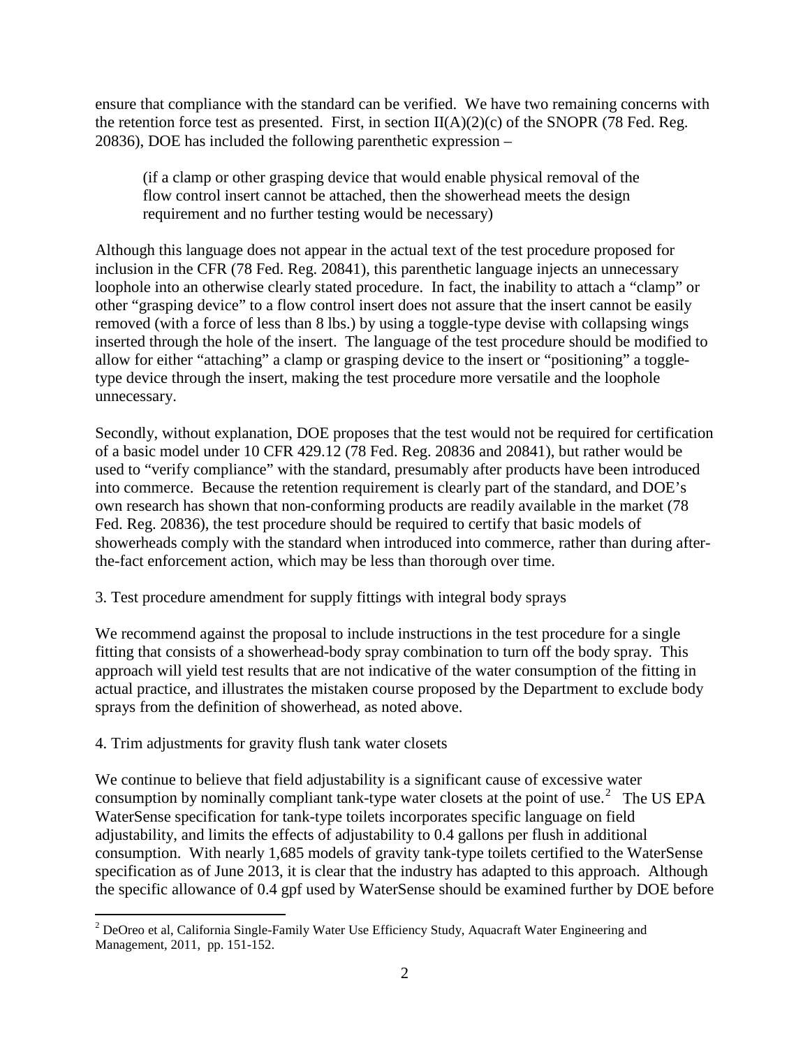ensure that compliance with the standard can be verified. We have two remaining concerns with the retention force test as presented. First, in section II(A)(2)(c) of the SNOPR (78 Fed. Reg. 20836), DOE has included the following parenthetic expression –

> (if a clamp or other grasping device that would enable physical removal of the flow control insert cannot be attached, then the showerhead meets the design requirement and no further testing would be necessary)

Although this language does not appear in the actual text of the test procedure proposed for inclusion in the CFR (78 Fed. Reg. 20841), this parenthetic language injects an unnecessary loophole into an otherwise clearly stated procedure. In fact, the inability to attach a "clamp" or other "grasping device" to a flow control insert does not assure that the insert cannot be easily removed (with a force of less than 8 lbs.) by using a toggle-type devise with collapsing wings inserted through the hole of the insert. The language of the test procedure should be modified to allow for either "attaching" a clamp or grasping device to the insert or "positioning" a toggle-type device through the insert, making the test procedure more versatile and the loophole unnecessary.

Secondly, without explanation, DOE proposes that the test would not be required for certification of a basic model under 10 CFR 429.12 (78 Fed. Reg. 20836 and 20841), but rather would be used to "verify compliance" with the standard, presumably after products have been introduced into commerce. Because the retention requirement is clearly part of the standard, and DOE's own research has shown that non-conforming products are readily available in the market (78 Fed. Reg. 20836), the test procedure should be required to certify that basic models of showerheads comply with the standard when introduced into commerce, rather than during after-the-fact enforcement action, which may be less than thorough over time.

3. Test procedure amendment for supply fittings with integral body sprays

We recommend against the proposal to include instructions in the test procedure for a single fitting that consists of a showerhead-body spray combination to turn off the body spray. This approach will yield test results that are not indicative of the water consumption of the fitting in actual practice, and illustrates the mistaken course proposed by the Department to exclude body sprays from the definition of showerhead, as noted above.

4. Trim adjustments for gravity flush tank water closets

We continue to believe that field adjustability is a significant cause of excessive water consumption by nominally compliant tank-type water closets at the point of use.[2] The US EPA WaterSense specification for tank-type toilets incorporates specific language on field adjustability, and limits the effects of adjustability to 0.4 gallons per flush in additional consumption. With nearly 1,685 models of gravity tank-type toilets certified to the WaterSense specification as of June 2013, it is clear that the industry has adapted to this approach. Although the specific allowance of 0.4 gpf used by WaterSense should be examined further by DOE before

[2] DeOreo et al, California Single-Family Water Use Efficiency Study, Aquacraft Water Engineering and Management, 2011, pp. 151-152.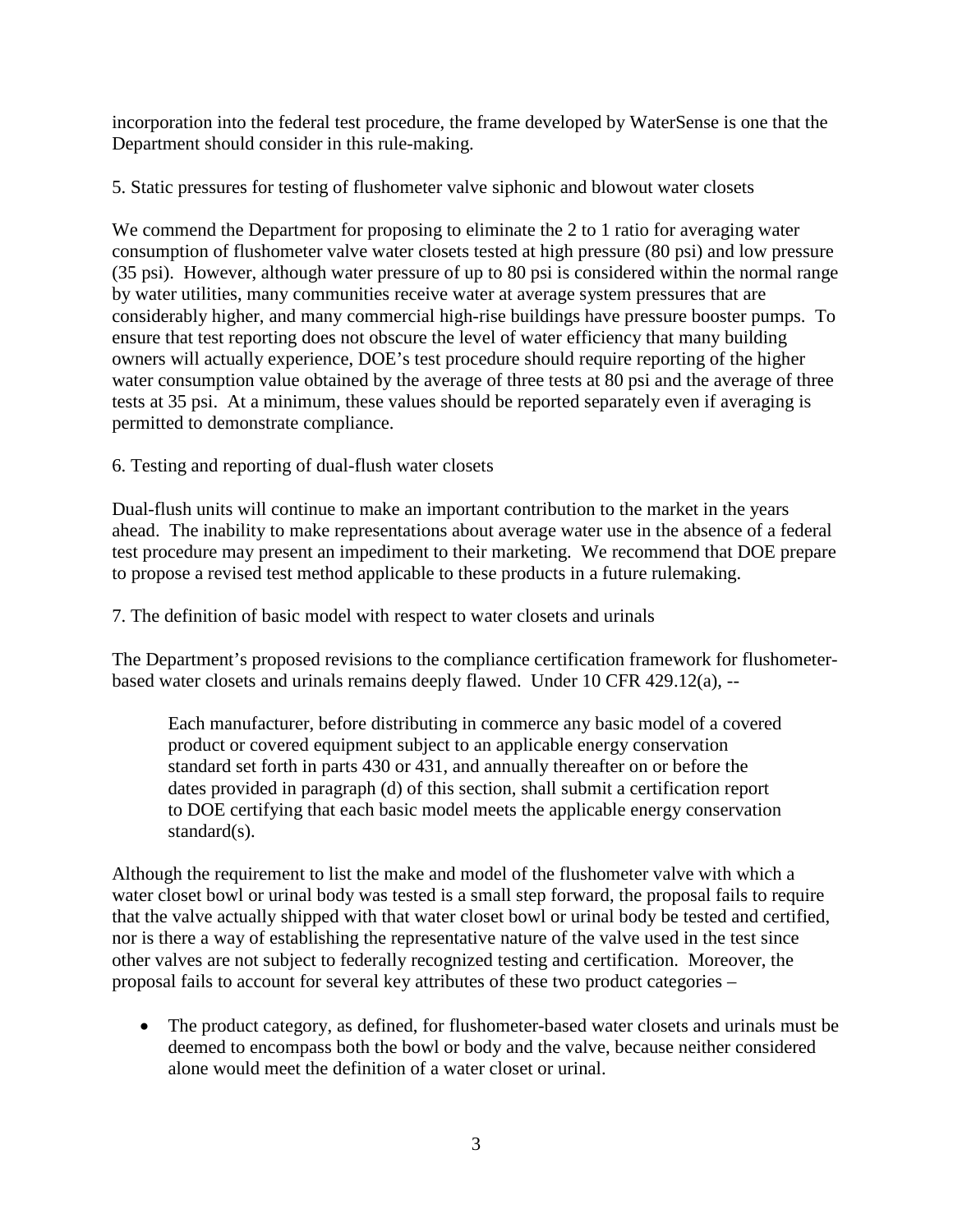incorporation into the federal test procedure, the frame developed by WaterSense is one that the Department should consider in this rule-making.

5. Static pressures for testing of flushometer valve siphonic and blowout water closets

We commend the Department for proposing to eliminate the 2 to 1 ratio for averaging water consumption of flushometer valve water closets tested at high pressure (80 psi) and low pressure (35 psi). However, although water pressure of up to 80 psi is considered within the normal range by water utilities, many communities receive water at average system pressures that are considerably higher, and many commercial high-rise buildings have pressure booster pumps. To ensure that test reporting does not obscure the level of water efficiency that many building owners will actually experience, DOE's test procedure should require reporting of the higher water consumption value obtained by the average of three tests at 80 psi and the average of three tests at 35 psi. At a minimum, these values should be reported separately even if averaging is permitted to demonstrate compliance.

6. Testing and reporting of dual-flush water closets

Dual-flush units will continue to make an important contribution to the market in the years ahead. The inability to make representations about average water use in the absence of a federal test procedure may present an impediment to their marketing. We recommend that DOE prepare to propose a revised test method applicable to these products in a future rulemaking.

7. The definition of basic model with respect to water closets and urinals

The Department's proposed revisions to the compliance certification framework for flushometer-based water closets and urinals remains deeply flawed. Under 10 CFR 429.12(a), --

> Each manufacturer, before distributing in commerce any basic model of a covered product or covered equipment subject to an applicable energy conservation standard set forth in parts 430 or 431, and annually thereafter on or before the dates provided in paragraph (d) of this section, shall submit a certification report to DOE certifying that each basic model meets the applicable energy conservation standard(s).

Although the requirement to list the make and model of the flushometer valve with which a water closet bowl or urinal body was tested is a small step forward, the proposal fails to require that the valve actually shipped with that water closet bowl or urinal body be tested and certified, nor is there a way of establishing the representative nature of the valve used in the test since other valves are not subject to federally recognized testing and certification. Moreover, the proposal fails to account for several key attributes of these two product categories –

- The product category, as defined, for flushometer-based water closets and urinals must be deemed to encompass both the bowl or body and the valve, because neither considered alone would meet the definition of a water closet or urinal.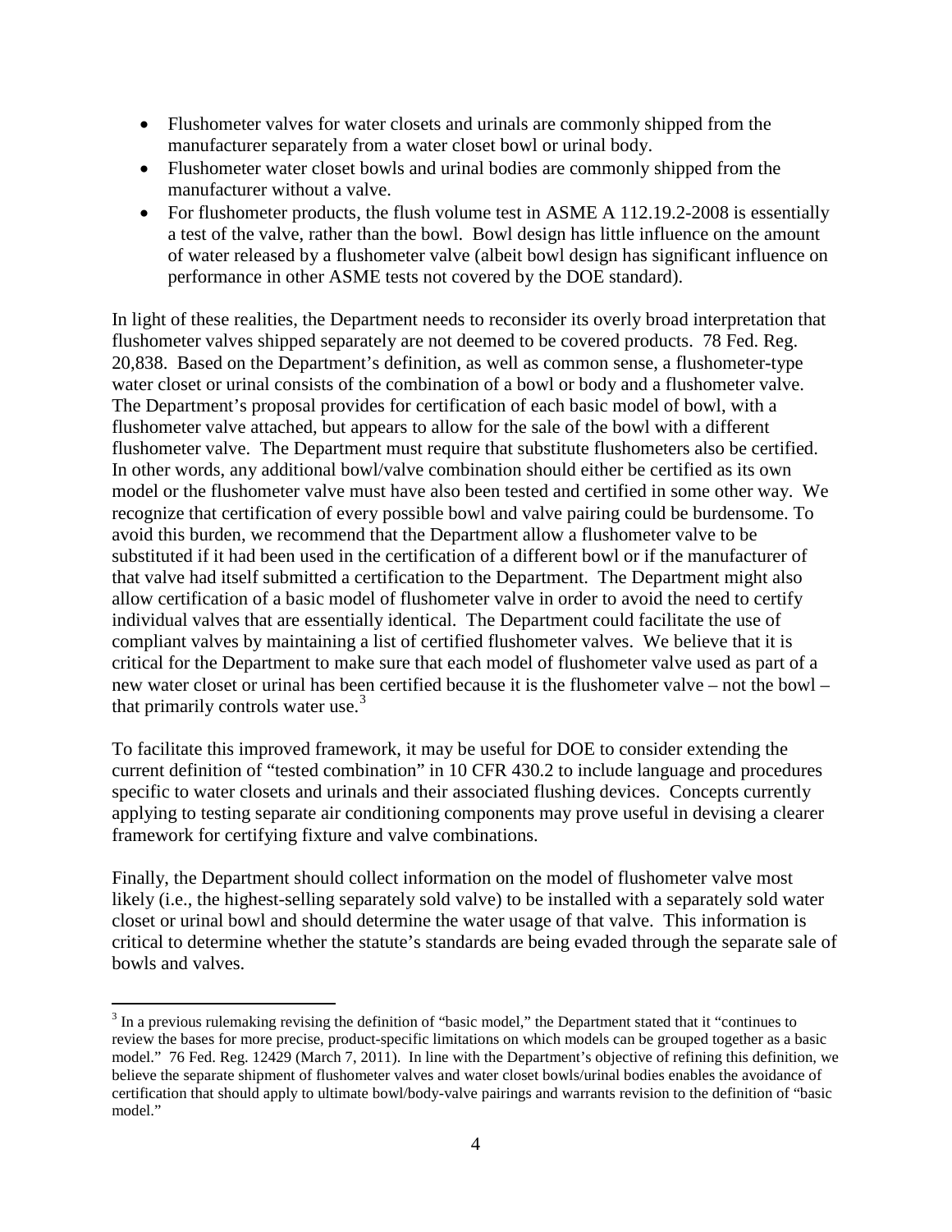- Flushometer valves for water closets and urinals are commonly shipped from the manufacturer separately from a water closet bowl or urinal body.
- Flushometer water closet bowls and urinal bodies are commonly shipped from the manufacturer without a valve.
- For flushometer products, the flush volume test in ASME A 112.19.2-2008 is essentially a test of the valve, rather than the bowl. Bowl design has little influence on the amount of water released by a flushometer valve (albeit bowl design has significant influence on performance in other ASME tests not covered by the DOE standard).

In light of these realities, the Department needs to reconsider its overly broad interpretation that flushometer valves shipped separately are not deemed to be covered products. 78 Fed. Reg. 20,838. Based on the Department's definition, as well as common sense, a flushometer-type water closet or urinal consists of the combination of a bowl or body and a flushometer valve. The Department's proposal provides for certification of each basic model of bowl, with a flushometer valve attached, but appears to allow for the sale of the bowl with a different flushometer valve. The Department must require that substitute flushometers also be certified. In other words, any additional bowl/valve combination should either be certified as its own model or the flushometer valve must have also been tested and certified in some other way. We recognize that certification of every possible bowl and valve pairing could be burdensome. To avoid this burden, we recommend that the Department allow a flushometer valve to be substituted if it had been used in the certification of a different bowl or if the manufacturer of that valve had itself submitted a certification to the Department. The Department might also allow certification of a basic model of flushometer valve in order to avoid the need to certify individual valves that are essentially identical. The Department could facilitate the use of compliant valves by maintaining a list of certified flushometer valves. We believe that it is critical for the Department to make sure that each model of flushometer valve used as part of a new water closet or urinal has been certified because it is the flushometer valve – not the bowl – that primarily controls water use.[3]

To facilitate this improved framework, it may be useful for DOE to consider extending the current definition of "tested combination" in 10 CFR 430.2 to include language and procedures specific to water closets and urinals and their associated flushing devices. Concepts currently applying to testing separate air conditioning components may prove useful in devising a clearer framework for certifying fixture and valve combinations.

Finally, the Department should collect information on the model of flushometer valve most likely (i.e., the highest-selling separately sold valve) to be installed with a separately sold water closet or urinal bowl and should determine the water usage of that valve. This information is critical to determine whether the statute's standards are being evaded through the separate sale of bowls and valves.

---

[3] In a previous rulemaking revising the definition of "basic model," the Department stated that it "continues to review the bases for more precise, product-specific limitations on which models can be grouped together as a basic model." 76 Fed. Reg. 12429 (March 7, 2011). In line with the Department's objective of refining this definition, we believe the separate shipment of flushometer valves and water closet bowls/urinal bodies enables the avoidance of certification that should apply to ultimate bowl/body-valve pairings and warrants revision to the definition of "basic model."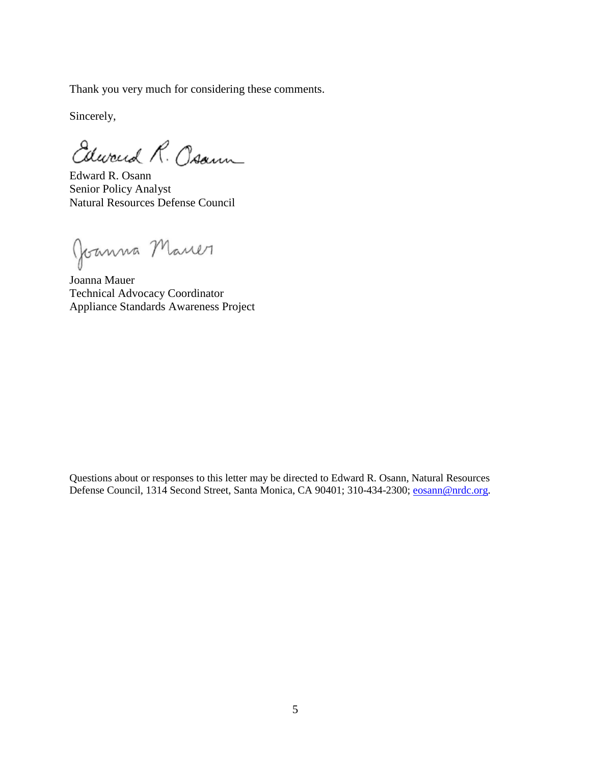Thank you very much for considering these comments.

Sincerely,

Edward R. Osann
Senior Policy Analyst
Natural Resources Defense Council

Joanna Mauer
Technical Advocacy Coordinator
Appliance Standards Awareness Project

Questions about or responses to this letter may be directed to Edward R. Osann, Natural Resources Defense Council, 1314 Second Street, Santa Monica, CA 90401; 310-434-2300; eosann@nrdc.org.